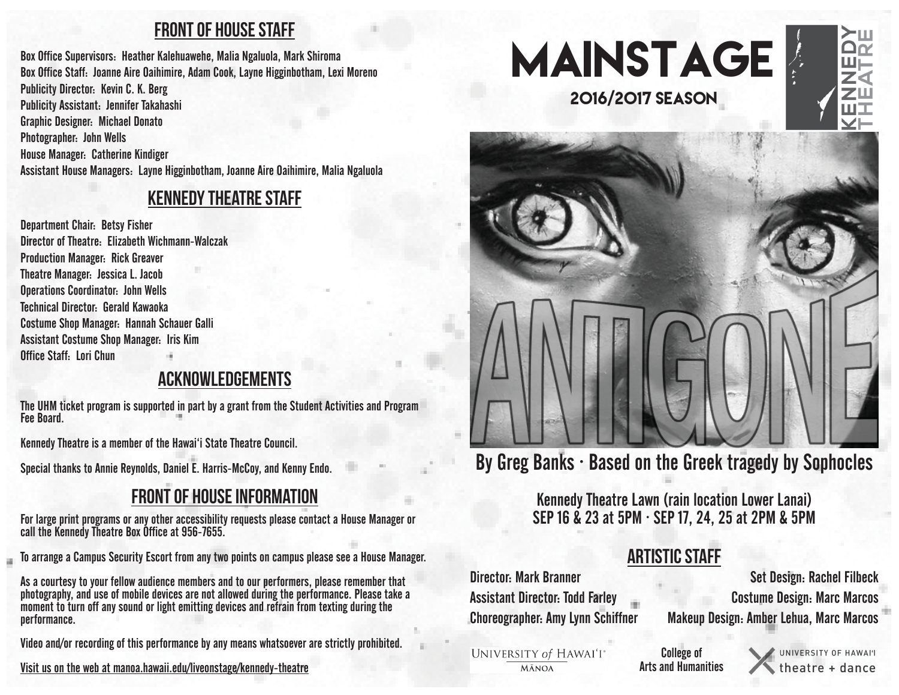## FRONT OF HOUSE STAFF

Box Office Supervisors: Heather Kalehuawehe, Malia Ngaluola, Mark Shiroma
Box Office Staff: Joanne Aire Oaihimire, Adam Cook, Layne Higginbotham, Lexi Moreno
Publicity Director: Kevin C. K. Berg
Publicity Assistant: Jennifer Takahashi
Graphic Designer: Michael Donato
Photographer: John Wells
House Manager: Catherine Kindiger
Assistant House Managers: Layne Higginbotham, Joanne Aire Oaihimire, Malia Ngaluola

## KENNEDY THEATRE STAFF

Department Chair: Betsy Fisher
Director of Theatre: Elizabeth Wichmann-Walczak
Production Manager: Rick Greaver
Theatre Manager: Jessica L. Jacob
Operations Coordinator: John Wells
Technical Director: Gerald Kawaoka
Costume Shop Manager: Hannah Schauer Galli
Assistant Costume Shop Manager: Iris Kim
Office Staff: Lori Chun

## ACKNOWLEDGEMENTS

The UHM ticket program is supported in part by a grant from the Student Activities and Program Fee Board.

Kennedy Theatre is a member of the Hawai'i State Theatre Council.

Special thanks to Annie Reynolds, Daniel E. Harris-McCoy, and Kenny Endo.

## FRONT OF HOUSE INFORMATION

For large print programs or any other accessibility requests please contact a House Manager or call the Kennedy Theatre Box Office at 956-7655.

To arrange a Campus Security Escort from any two points on campus please see a House Manager.

As a courtesy to your fellow audience members and to our performers, please remember that photography, and use of mobile devices are not allowed during the performance. Please take a moment to turn off any sound or light emitting devices and refrain from texting during the performance.

Video and/or recording of this performance by any means whatsoever are strictly prohibited.

Visit us on the web at manoa.hawaii.edu/liveonstage/kennedy-theatre

# MAINSTAGE

## 2016/2017 SEASON

KENNEDY THEATRE

# ANTIGONE

By Greg Banks · Based on the Greek tragedy by Sophocles

Kennedy Theatre Lawn (rain location Lower Lanai)
SEP 16 & 23 at 5PM · SEP 17, 24, 25 at 2PM & 5PM

## ARTISTIC STAFF

Director: Mark Branner
Assistant Director: Todd Farley
Choreographer: Amy Lynn Schiffner
Set Design: Rachel Filbeck
Costume Design: Marc Marcos
Makeup Design: Amber Lehua, Marc Marcos

University of Hawai'i Mānoa · College of Arts and Humanities · University of Hawai'i theatre + dance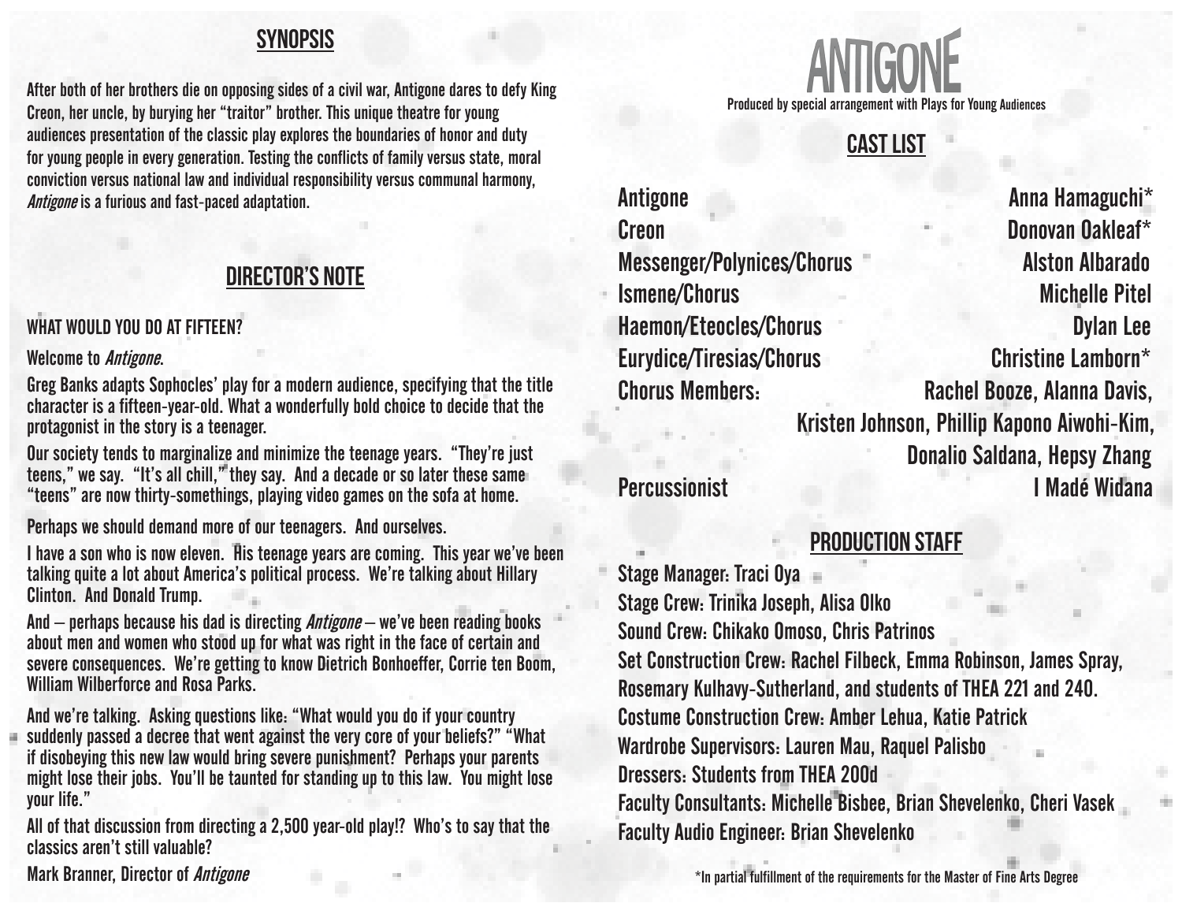## SYNOPSIS

After both of her brothers die on opposing sides of a civil war, Antigone dares to defy King Creon, her uncle, by burying her "traitor" brother. This unique theatre for young audiences presentation of the classic play explores the boundaries of honor and duty for young people in every generation. Testing the conflicts of family versus state, moral conviction versus national law and individual responsibility versus communal harmony, *Antigone* is a furious and fast-paced adaptation.

## DIRECTOR'S NOTE

### WHAT WOULD YOU DO AT FIFTEEN?

Welcome to *Antigone*.

Greg Banks adapts Sophocles' play for a modern audience, specifying that the title character is a fifteen-year-old. What a wonderfully bold choice to decide that the protagonist in the story is a teenager.

Our society tends to marginalize and minimize the teenage years. "They're just teens," we say. "It's all chill," they say. And a decade or so later these same "teens" are now thirty-somethings, playing video games on the sofa at home.

Perhaps we should demand more of our teenagers. And ourselves.

I have a son who is now eleven. His teenage years are coming. This year we've been talking quite a lot about America's political process. We're talking about Hillary Clinton. And Donald Trump.

And – perhaps because his dad is directing *Antigone* – we've been reading books about men and women who stood up for what was right in the face of certain and severe consequences. We're getting to know Dietrich Bonhoeffer, Corrie ten Boom, William Wilberforce and Rosa Parks.

And we're talking. Asking questions like: "What would you do if your country suddenly passed a decree that went against the very core of your beliefs?" "What if disobeying this new law would bring severe punishment? Perhaps your parents might lose their jobs. You'll be taunted for standing up to this law. You might lose your life."

All of that discussion from directing a 2,500 year-old play!? Who's to say that the classics aren't still valuable?

Mark Branner, Director of *Antigone*

# ANTIGONE

Produced by special arrangement with Plays for Young Audiences

## CAST LIST

| | |
|---|---|
| Antigone | Anna Hamaguchi* |
| Creon | Donovan Oakleaf* |
| Messenger/Polynices/Chorus | Alston Albarado |
| Ismene/Chorus | Michelle Pitel |
| Haemon/Eteocles/Chorus | Dylan Lee |
| Eurydice/Tiresias/Chorus | Christine Lamborn* |
| Chorus Members: | Rachel Booze, Alanna Davis, Kristen Johnson, Phillip Kapono Aiwohi-Kim, Donalio Saldana, Hepsy Zhang |
| Percussionist | I Madé Widana |

## PRODUCTION STAFF

Stage Manager: Traci Oya

Stage Crew: Trinika Joseph, Alisa Olko

Sound Crew: Chikako Omoso, Chris Patrinos

Set Construction Crew: Rachel Filbeck, Emma Robinson, James Spray, Rosemary Kulhavy-Sutherland, and students of THEA 221 and 240.

Costume Construction Crew: Amber Lehua, Katie Patrick

Wardrobe Supervisors: Lauren Mau, Raquel Palisbo

Dressers: Students from THEA 200d

Faculty Consultants: Michelle Bisbee, Brian Shevelenko, Cheri Vasek

Faculty Audio Engineer: Brian Shevelenko

*In partial fulfillment of the requirements for the Master of Fine Arts Degree